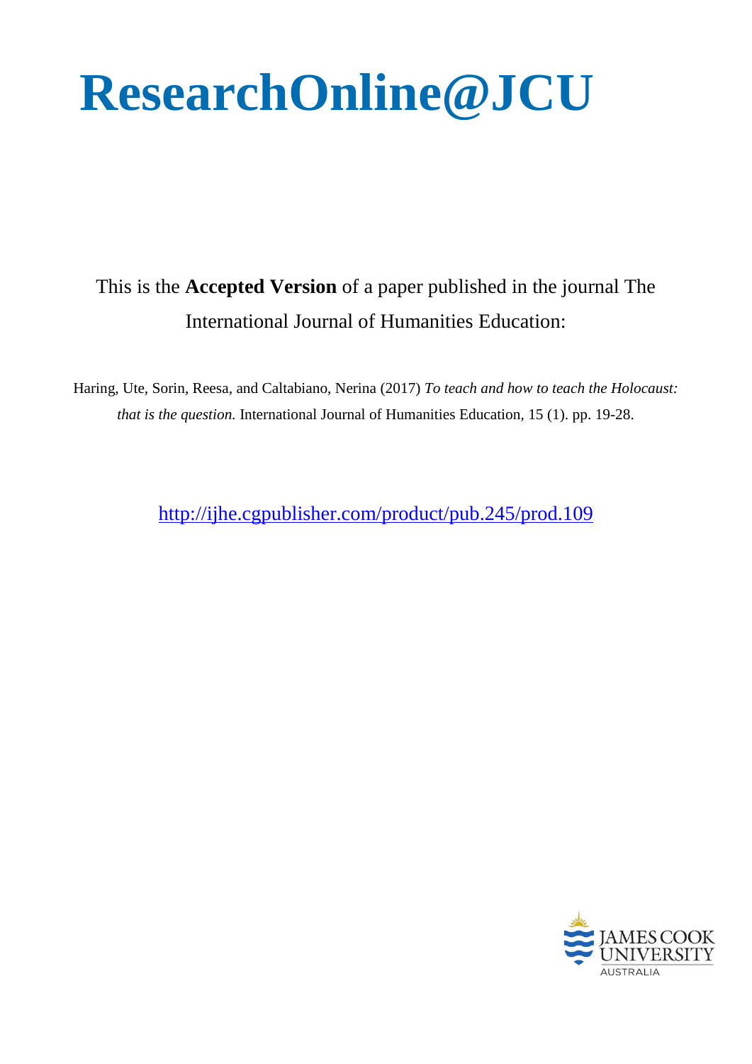# ResearchOnline@JCU

This is the **Accepted Version** of a paper published in the journal The International Journal of Humanities Education:

Haring, Ute, Sorin, Reesa, and Caltabiano, Nerina (2017) *To teach and how to teach the Holocaust: that is the question.* International Journal of Humanities Education, 15 (1). pp. 19-28.

http://ijhe.cgpublisher.com/product/pub.245/prod.109

JAMES COOK UNIVERSITY AUSTRALIA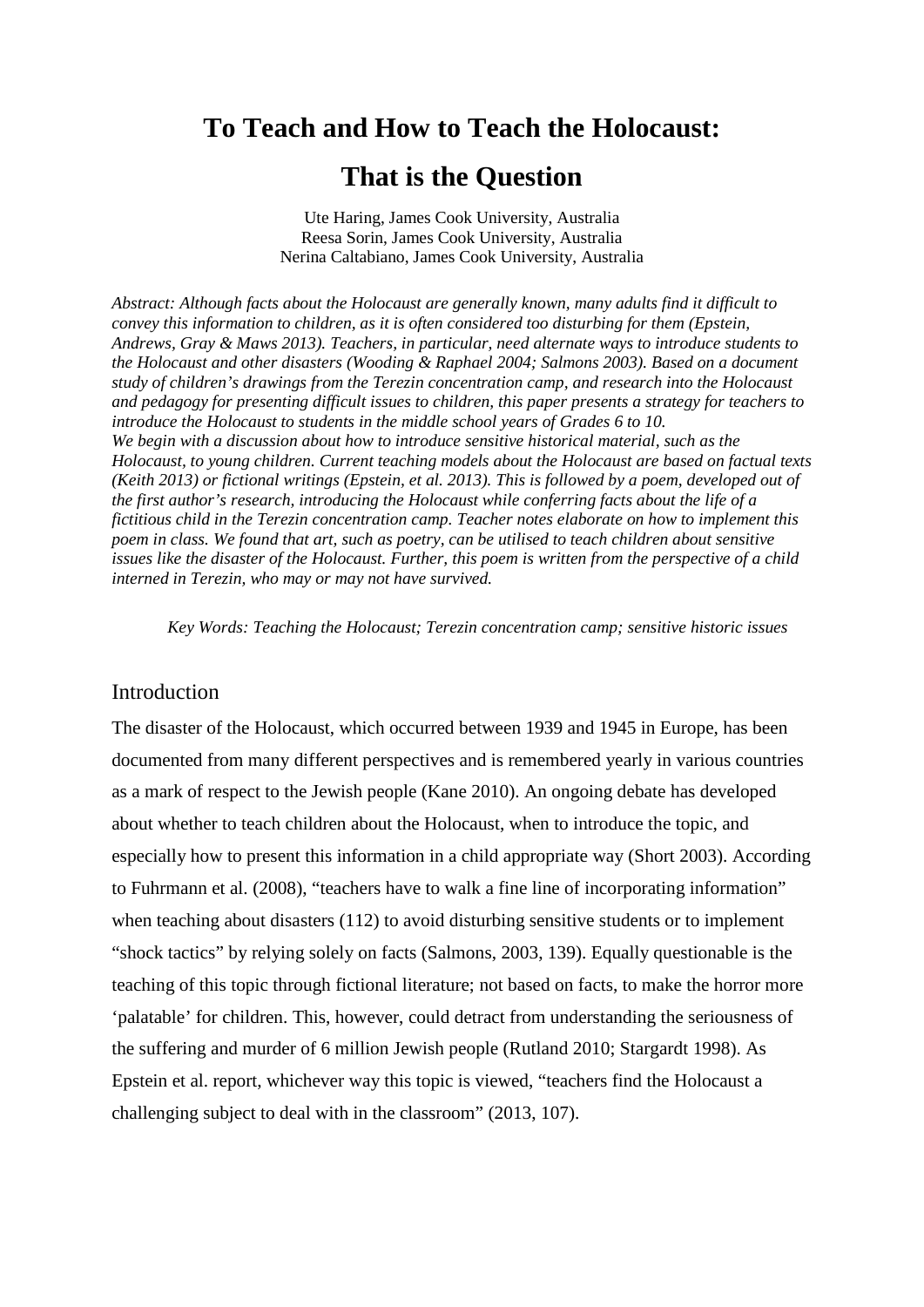# To Teach and How to Teach the Holocaust: That is the Question

Ute Haring, James Cook University, Australia
Reesa Sorin, James Cook University, Australia
Nerina Caltabiano, James Cook University, Australia

*Abstract: Although facts about the Holocaust are generally known, many adults find it difficult to convey this information to children, as it is often considered too disturbing for them (Epstein, Andrews, Gray & Maws 2013). Teachers, in particular, need alternate ways to introduce students to the Holocaust and other disasters (Wooding & Raphael 2004; Salmons 2003). Based on a document study of children's drawings from the Terezin concentration camp, and research into the Holocaust and pedagogy for presenting difficult issues to children, this paper presents a strategy for teachers to introduce the Holocaust to students in the middle school years of Grades 6 to 10.*
*We begin with a discussion about how to introduce sensitive historical material, such as the Holocaust, to young children. Current teaching models about the Holocaust are based on factual texts (Keith 2013) or fictional writings (Epstein, et al. 2013). This is followed by a poem, developed out of the first author's research, introducing the Holocaust while conferring facts about the life of a fictitious child in the Terezin concentration camp. Teacher notes elaborate on how to implement this poem in class. We found that art, such as poetry, can be utilised to teach children about sensitive issues like the disaster of the Holocaust. Further, this poem is written from the perspective of a child interned in Terezin, who may or may not have survived.*

*Key Words: Teaching the Holocaust; Terezin concentration camp; sensitive historic issues*

## Introduction

The disaster of the Holocaust, which occurred between 1939 and 1945 in Europe, has been documented from many different perspectives and is remembered yearly in various countries as a mark of respect to the Jewish people (Kane 2010). An ongoing debate has developed about whether to teach children about the Holocaust, when to introduce the topic, and especially how to present this information in a child appropriate way (Short 2003). According to Fuhrmann et al. (2008), "teachers have to walk a fine line of incorporating information" when teaching about disasters (112) to avoid disturbing sensitive students or to implement "shock tactics" by relying solely on facts (Salmons, 2003, 139). Equally questionable is the teaching of this topic through fictional literature; not based on facts, to make the horror more 'palatable' for children. This, however, could detract from understanding the seriousness of the suffering and murder of 6 million Jewish people (Rutland 2010; Stargardt 1998). As Epstein et al. report, whichever way this topic is viewed, "teachers find the Holocaust a challenging subject to deal with in the classroom" (2013, 107).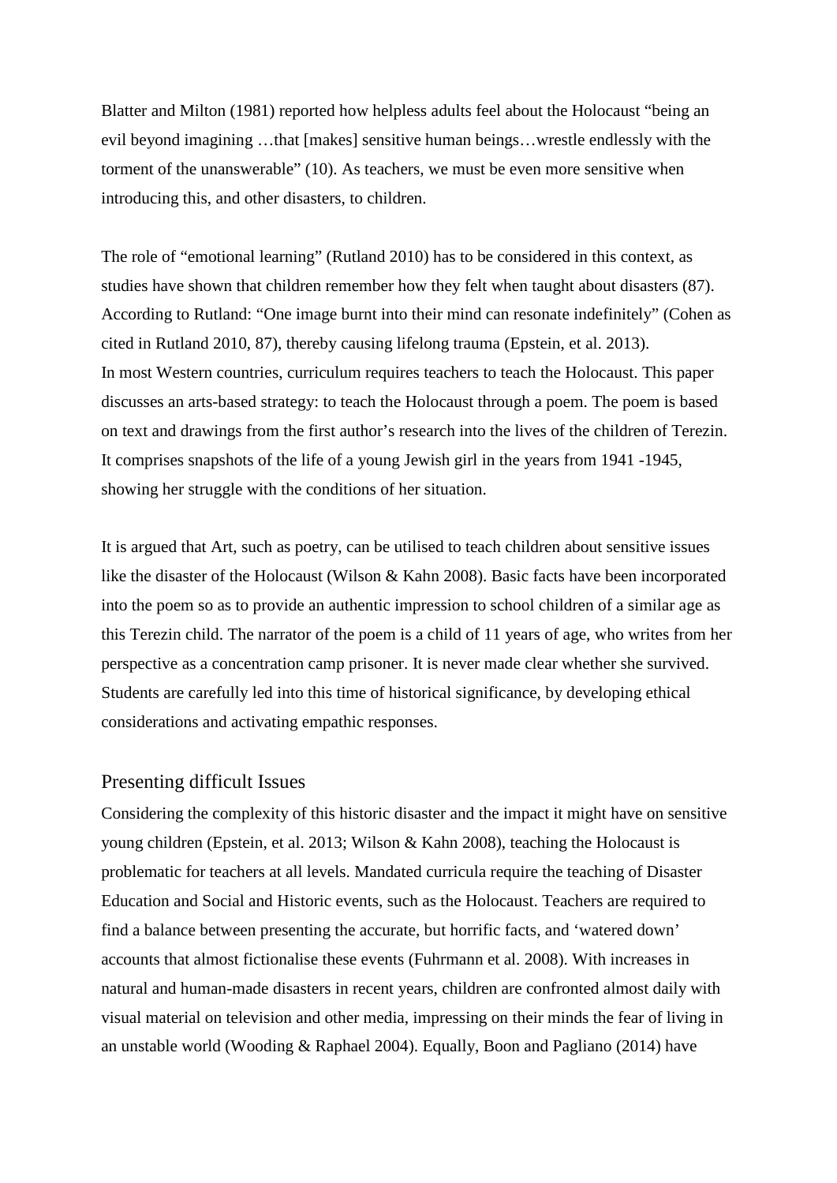Blatter and Milton (1981) reported how helpless adults feel about the Holocaust "being an evil beyond imagining …that [makes] sensitive human beings…wrestle endlessly with the torment of the unanswerable" (10). As teachers, we must be even more sensitive when introducing this, and other disasters, to children.

The role of "emotional learning" (Rutland 2010) has to be considered in this context, as studies have shown that children remember how they felt when taught about disasters (87). According to Rutland: "One image burnt into their mind can resonate indefinitely" (Cohen as cited in Rutland 2010, 87), thereby causing lifelong trauma (Epstein, et al. 2013).
In most Western countries, curriculum requires teachers to teach the Holocaust. This paper discusses an arts-based strategy: to teach the Holocaust through a poem. The poem is based on text and drawings from the first author's research into the lives of the children of Terezin. It comprises snapshots of the life of a young Jewish girl in the years from 1941 -1945, showing her struggle with the conditions of her situation.

It is argued that Art, such as poetry, can be utilised to teach children about sensitive issues like the disaster of the Holocaust (Wilson & Kahn 2008). Basic facts have been incorporated into the poem so as to provide an authentic impression to school children of a similar age as this Terezin child. The narrator of the poem is a child of 11 years of age, who writes from her perspective as a concentration camp prisoner. It is never made clear whether she survived. Students are carefully led into this time of historical significance, by developing ethical considerations and activating empathic responses.

## Presenting difficult Issues

Considering the complexity of this historic disaster and the impact it might have on sensitive young children (Epstein, et al. 2013; Wilson & Kahn 2008), teaching the Holocaust is problematic for teachers at all levels. Mandated curricula require the teaching of Disaster Education and Social and Historic events, such as the Holocaust. Teachers are required to find a balance between presenting the accurate, but horrific facts, and 'watered down' accounts that almost fictionalise these events (Fuhrmann et al. 2008). With increases in natural and human-made disasters in recent years, children are confronted almost daily with visual material on television and other media, impressing on their minds the fear of living in an unstable world (Wooding & Raphael 2004). Equally, Boon and Pagliano (2014) have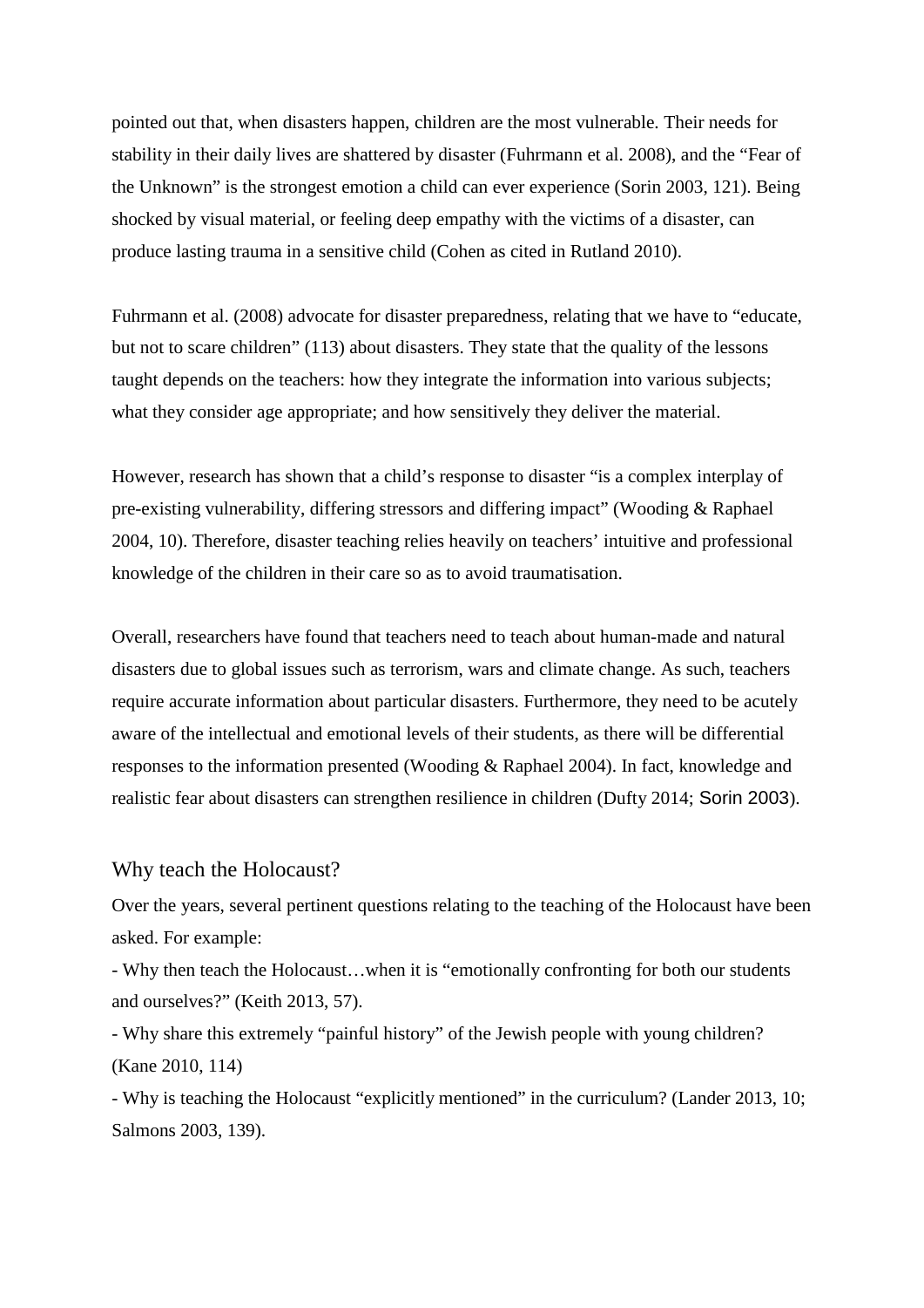pointed out that, when disasters happen, children are the most vulnerable. Their needs for stability in their daily lives are shattered by disaster (Fuhrmann et al. 2008), and the "Fear of the Unknown" is the strongest emotion a child can ever experience (Sorin 2003, 121). Being shocked by visual material, or feeling deep empathy with the victims of a disaster, can produce lasting trauma in a sensitive child (Cohen as cited in Rutland 2010).

Fuhrmann et al. (2008) advocate for disaster preparedness, relating that we have to "educate, but not to scare children" (113) about disasters. They state that the quality of the lessons taught depends on the teachers: how they integrate the information into various subjects; what they consider age appropriate; and how sensitively they deliver the material.

However, research has shown that a child's response to disaster "is a complex interplay of pre-existing vulnerability, differing stressors and differing impact" (Wooding & Raphael 2004, 10). Therefore, disaster teaching relies heavily on teachers' intuitive and professional knowledge of the children in their care so as to avoid traumatisation.

Overall, researchers have found that teachers need to teach about human-made and natural disasters due to global issues such as terrorism, wars and climate change. As such, teachers require accurate information about particular disasters. Furthermore, they need to be acutely aware of the intellectual and emotional levels of their students, as there will be differential responses to the information presented (Wooding & Raphael 2004). In fact, knowledge and realistic fear about disasters can strengthen resilience in children (Dufty 2014; Sorin 2003).

## Why teach the Holocaust?

Over the years, several pertinent questions relating to the teaching of the Holocaust have been asked. For example:

- Why then teach the Holocaust…when it is "emotionally confronting for both our students and ourselves?" (Keith 2013, 57).
- Why share this extremely "painful history" of the Jewish people with young children? (Kane 2010, 114)
- Why is teaching the Holocaust "explicitly mentioned" in the curriculum? (Lander 2013, 10; Salmons 2003, 139).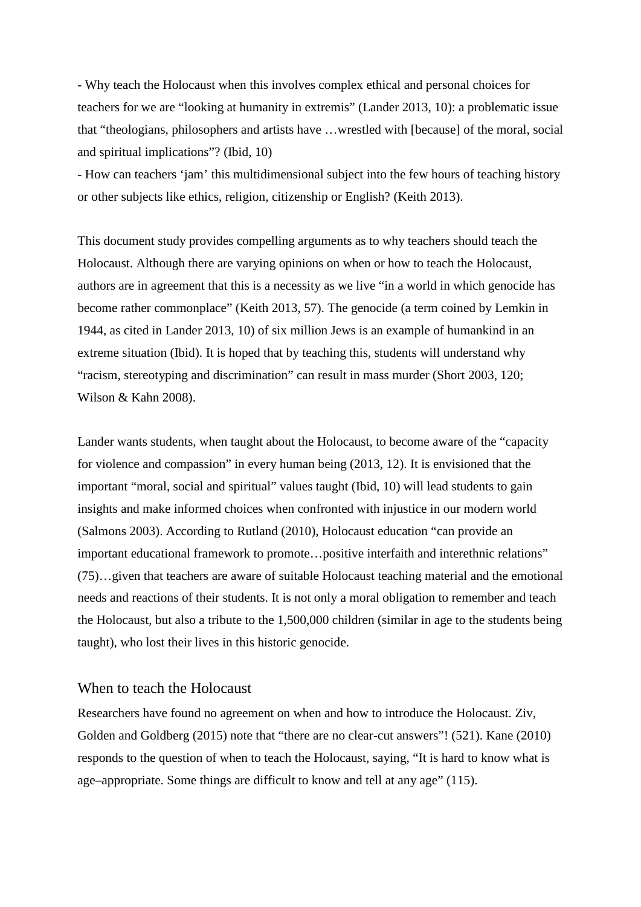- Why teach the Holocaust when this involves complex ethical and personal choices for teachers for we are "looking at humanity in extremis" (Lander 2013, 10): a problematic issue that "theologians, philosophers and artists have …wrestled with [because] of the moral, social and spiritual implications"? (Ibid, 10)
- How can teachers 'jam' this multidimensional subject into the few hours of teaching history or other subjects like ethics, religion, citizenship or English? (Keith 2013).

This document study provides compelling arguments as to why teachers should teach the Holocaust. Although there are varying opinions on when or how to teach the Holocaust, authors are in agreement that this is a necessity as we live "in a world in which genocide has become rather commonplace" (Keith 2013, 57). The genocide (a term coined by Lemkin in 1944, as cited in Lander 2013, 10) of six million Jews is an example of humankind in an extreme situation (Ibid). It is hoped that by teaching this, students will understand why "racism, stereotyping and discrimination" can result in mass murder (Short 2003, 120; Wilson & Kahn 2008).

Lander wants students, when taught about the Holocaust, to become aware of the "capacity for violence and compassion" in every human being (2013, 12). It is envisioned that the important "moral, social and spiritual" values taught (Ibid, 10) will lead students to gain insights and make informed choices when confronted with injustice in our modern world (Salmons 2003). According to Rutland (2010), Holocaust education "can provide an important educational framework to promote…positive interfaith and interethnic relations" (75)…given that teachers are aware of suitable Holocaust teaching material and the emotional needs and reactions of their students. It is not only a moral obligation to remember and teach the Holocaust, but also a tribute to the 1,500,000 children (similar in age to the students being taught), who lost their lives in this historic genocide.

## When to teach the Holocaust

Researchers have found no agreement on when and how to introduce the Holocaust. Ziv, Golden and Goldberg (2015) note that "there are no clear-cut answers"! (521). Kane (2010) responds to the question of when to teach the Holocaust, saying, "It is hard to know what is age–appropriate. Some things are difficult to know and tell at any age" (115).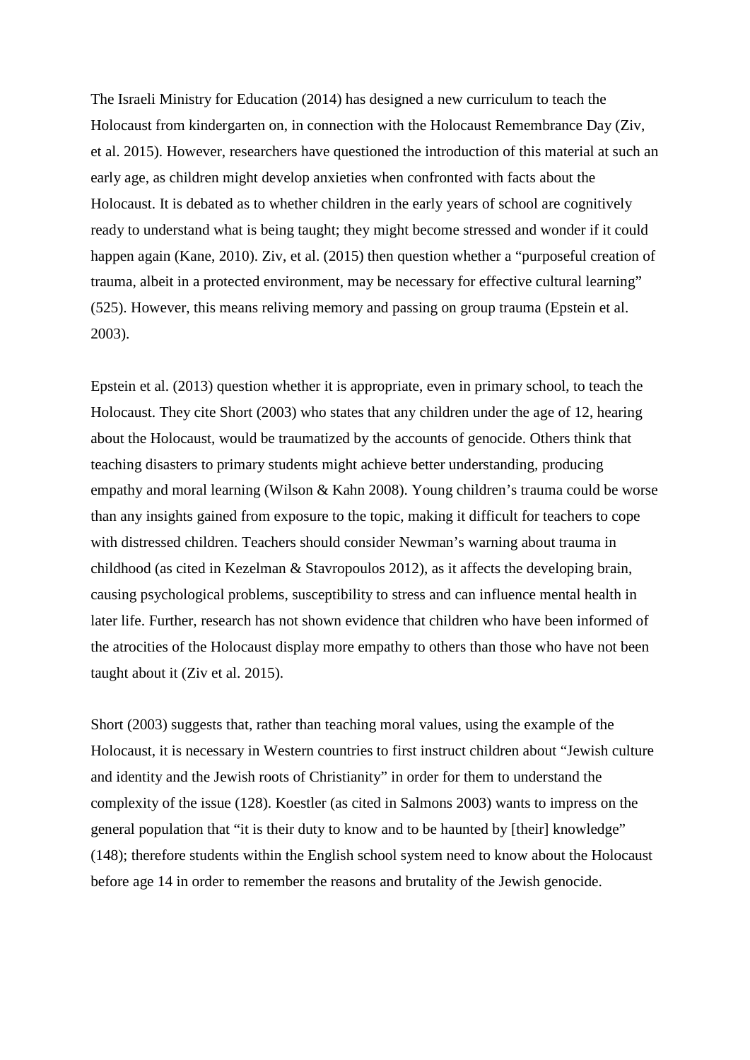The Israeli Ministry for Education (2014) has designed a new curriculum to teach the Holocaust from kindergarten on, in connection with the Holocaust Remembrance Day (Ziv, et al. 2015). However, researchers have questioned the introduction of this material at such an early age, as children might develop anxieties when confronted with facts about the Holocaust. It is debated as to whether children in the early years of school are cognitively ready to understand what is being taught; they might become stressed and wonder if it could happen again (Kane, 2010). Ziv, et al. (2015) then question whether a "purposeful creation of trauma, albeit in a protected environment, may be necessary for effective cultural learning" (525). However, this means reliving memory and passing on group trauma (Epstein et al. 2003).

Epstein et al. (2013) question whether it is appropriate, even in primary school, to teach the Holocaust. They cite Short (2003) who states that any children under the age of 12, hearing about the Holocaust, would be traumatized by the accounts of genocide. Others think that teaching disasters to primary students might achieve better understanding, producing empathy and moral learning (Wilson & Kahn 2008). Young children's trauma could be worse than any insights gained from exposure to the topic, making it difficult for teachers to cope with distressed children. Teachers should consider Newman's warning about trauma in childhood (as cited in Kezelman & Stavropoulos 2012), as it affects the developing brain, causing psychological problems, susceptibility to stress and can influence mental health in later life. Further, research has not shown evidence that children who have been informed of the atrocities of the Holocaust display more empathy to others than those who have not been taught about it (Ziv et al. 2015).

Short (2003) suggests that, rather than teaching moral values, using the example of the Holocaust, it is necessary in Western countries to first instruct children about "Jewish culture and identity and the Jewish roots of Christianity" in order for them to understand the complexity of the issue (128). Koestler (as cited in Salmons 2003) wants to impress on the general population that "it is their duty to know and to be haunted by [their] knowledge" (148); therefore students within the English school system need to know about the Holocaust before age 14 in order to remember the reasons and brutality of the Jewish genocide.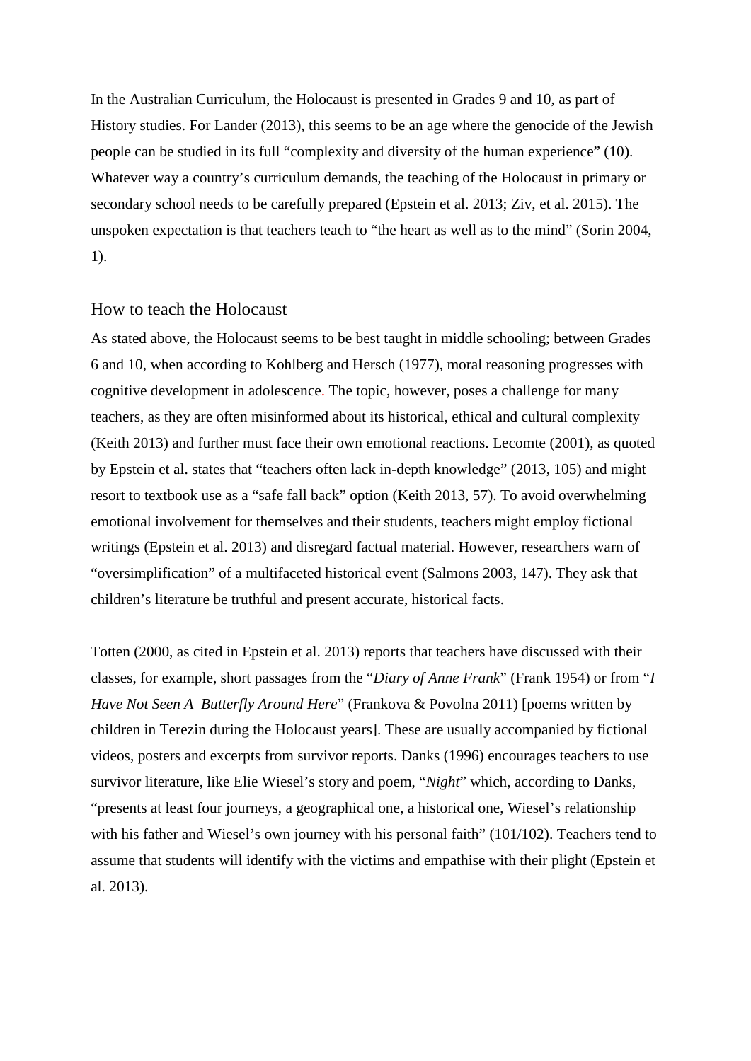In the Australian Curriculum, the Holocaust is presented in Grades 9 and 10, as part of History studies. For Lander (2013), this seems to be an age where the genocide of the Jewish people can be studied in its full "complexity and diversity of the human experience" (10). Whatever way a country's curriculum demands, the teaching of the Holocaust in primary or secondary school needs to be carefully prepared (Epstein et al. 2013; Ziv, et al. 2015). The unspoken expectation is that teachers teach to "the heart as well as to the mind" (Sorin 2004, 1).

## How to teach the Holocaust

As stated above, the Holocaust seems to be best taught in middle schooling; between Grades 6 and 10, when according to Kohlberg and Hersch (1977), moral reasoning progresses with cognitive development in adolescence. The topic, however, poses a challenge for many teachers, as they are often misinformed about its historical, ethical and cultural complexity (Keith 2013) and further must face their own emotional reactions. Lecomte (2001), as quoted by Epstein et al. states that "teachers often lack in-depth knowledge" (2013, 105) and might resort to textbook use as a "safe fall back" option (Keith 2013, 57). To avoid overwhelming emotional involvement for themselves and their students, teachers might employ fictional writings (Epstein et al. 2013) and disregard factual material. However, researchers warn of "oversimplification" of a multifaceted historical event (Salmons 2003, 147). They ask that children's literature be truthful and present accurate, historical facts.

Totten (2000, as cited in Epstein et al. 2013) reports that teachers have discussed with their classes, for example, short passages from the "*Diary of Anne Frank*" (Frank 1954) or from "*I Have Not Seen A Butterfly Around Here*" (Frankova & Povolna 2011) [poems written by children in Terezin during the Holocaust years]. These are usually accompanied by fictional videos, posters and excerpts from survivor reports. Danks (1996) encourages teachers to use survivor literature, like Elie Wiesel's story and poem, "*Night*" which, according to Danks, "presents at least four journeys, a geographical one, a historical one, Wiesel's relationship with his father and Wiesel's own journey with his personal faith" (101/102). Teachers tend to assume that students will identify with the victims and empathise with their plight (Epstein et al. 2013).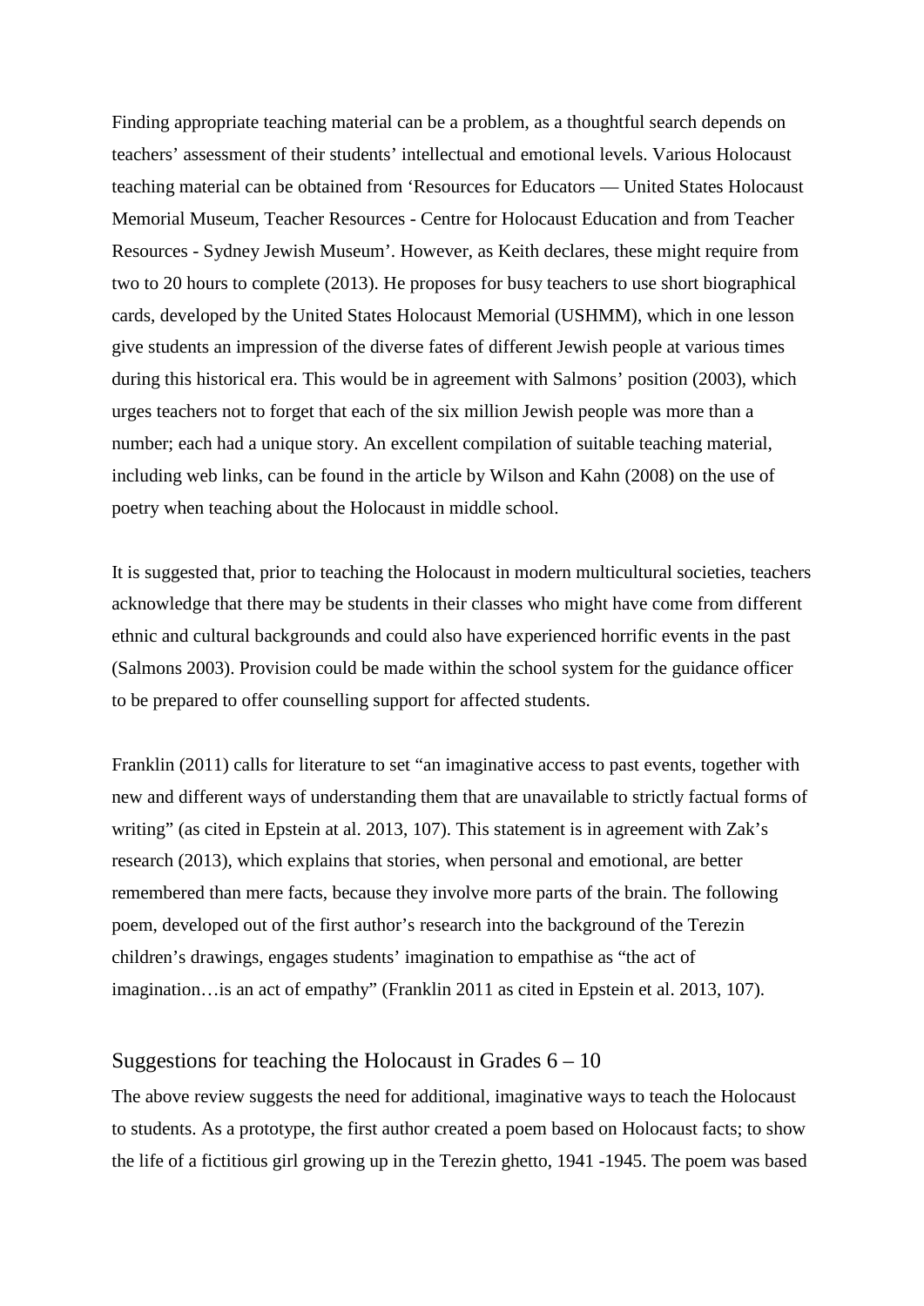Finding appropriate teaching material can be a problem, as a thoughtful search depends on teachers' assessment of their students' intellectual and emotional levels. Various Holocaust teaching material can be obtained from 'Resources for Educators — United States Holocaust Memorial Museum, Teacher Resources - Centre for Holocaust Education and from Teacher Resources - Sydney Jewish Museum'. However, as Keith declares, these might require from two to 20 hours to complete (2013). He proposes for busy teachers to use short biographical cards, developed by the United States Holocaust Memorial (USHMM), which in one lesson give students an impression of the diverse fates of different Jewish people at various times during this historical era. This would be in agreement with Salmons' position (2003), which urges teachers not to forget that each of the six million Jewish people was more than a number; each had a unique story. An excellent compilation of suitable teaching material, including web links, can be found in the article by Wilson and Kahn (2008) on the use of poetry when teaching about the Holocaust in middle school.

It is suggested that, prior to teaching the Holocaust in modern multicultural societies, teachers acknowledge that there may be students in their classes who might have come from different ethnic and cultural backgrounds and could also have experienced horrific events in the past (Salmons 2003). Provision could be made within the school system for the guidance officer to be prepared to offer counselling support for affected students.

Franklin (2011) calls for literature to set "an imaginative access to past events, together with new and different ways of understanding them that are unavailable to strictly factual forms of writing" (as cited in Epstein at al. 2013, 107). This statement is in agreement with Zak's research (2013), which explains that stories, when personal and emotional, are better remembered than mere facts, because they involve more parts of the brain. The following poem, developed out of the first author's research into the background of the Terezin children's drawings, engages students' imagination to empathise as "the act of imagination…is an act of empathy" (Franklin 2011 as cited in Epstein et al. 2013, 107).

## Suggestions for teaching the Holocaust in Grades 6 – 10

The above review suggests the need for additional, imaginative ways to teach the Holocaust to students. As a prototype, the first author created a poem based on Holocaust facts; to show the life of a fictitious girl growing up in the Terezin ghetto, 1941 -1945. The poem was based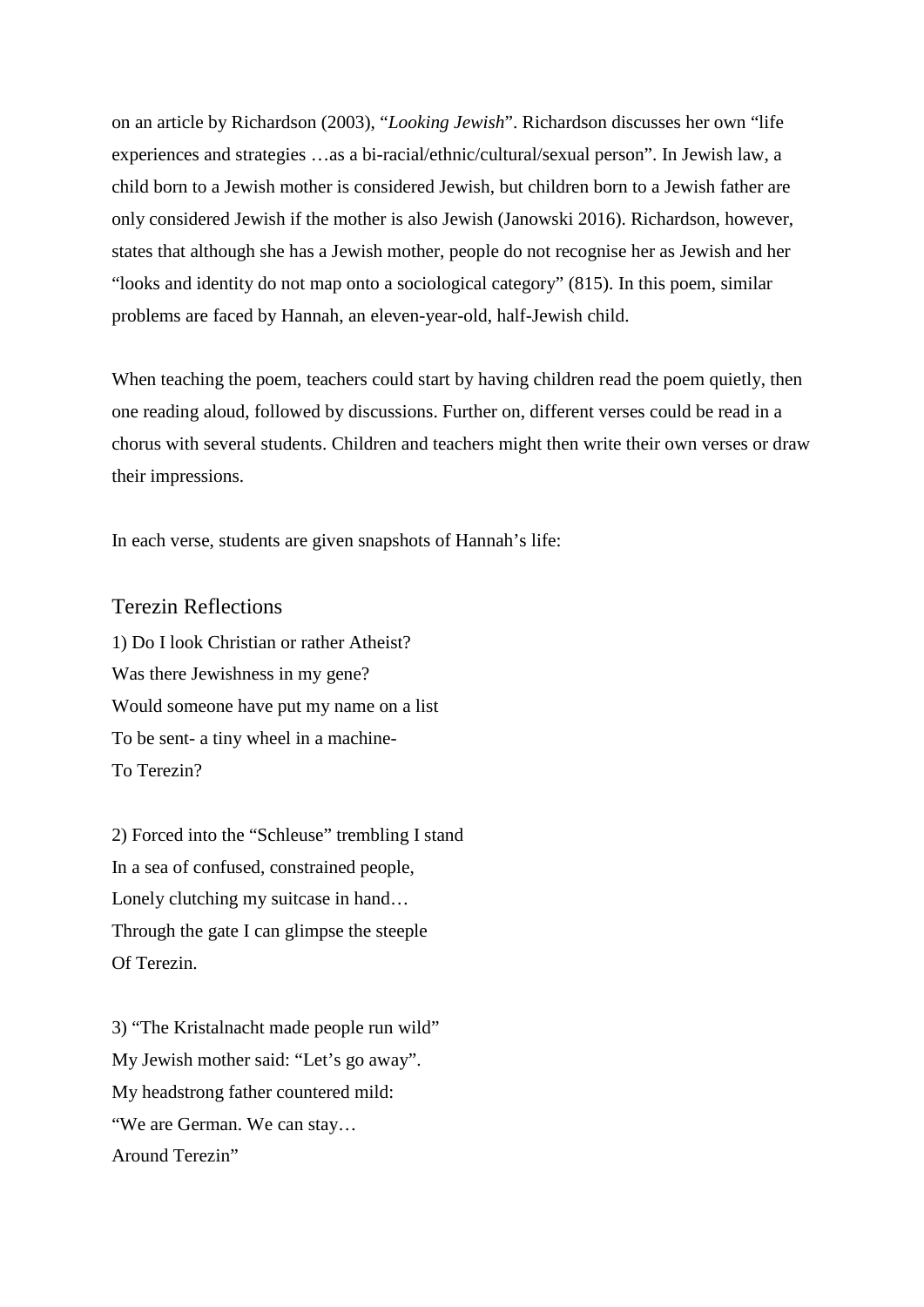on an article by Richardson (2003), "*Looking Jewish*". Richardson discusses her own "life experiences and strategies …as a bi-racial/ethnic/cultural/sexual person". In Jewish law, a child born to a Jewish mother is considered Jewish, but children born to a Jewish father are only considered Jewish if the mother is also Jewish (Janowski 2016). Richardson, however, states that although she has a Jewish mother, people do not recognise her as Jewish and her "looks and identity do not map onto a sociological category" (815). In this poem, similar problems are faced by Hannah, an eleven-year-old, half-Jewish child.

When teaching the poem, teachers could start by having children read the poem quietly, then one reading aloud, followed by discussions. Further on, different verses could be read in a chorus with several students. Children and teachers might then write their own verses or draw their impressions.

In each verse, students are given snapshots of Hannah's life:

## Terezin Reflections

1) Do I look Christian or rather Atheist?
Was there Jewishness in my gene?
Would someone have put my name on a list
To be sent- a tiny wheel in a machine-
To Terezin?

2) Forced into the "Schleuse" trembling I stand
In a sea of confused, constrained people,
Lonely clutching my suitcase in hand…
Through the gate I can glimpse the steeple
Of Terezin.

3) "The Kristalnacht made people run wild"
My Jewish mother said: "Let's go away".
My headstrong father countered mild:
"We are German. We can stay…
Around Terezin"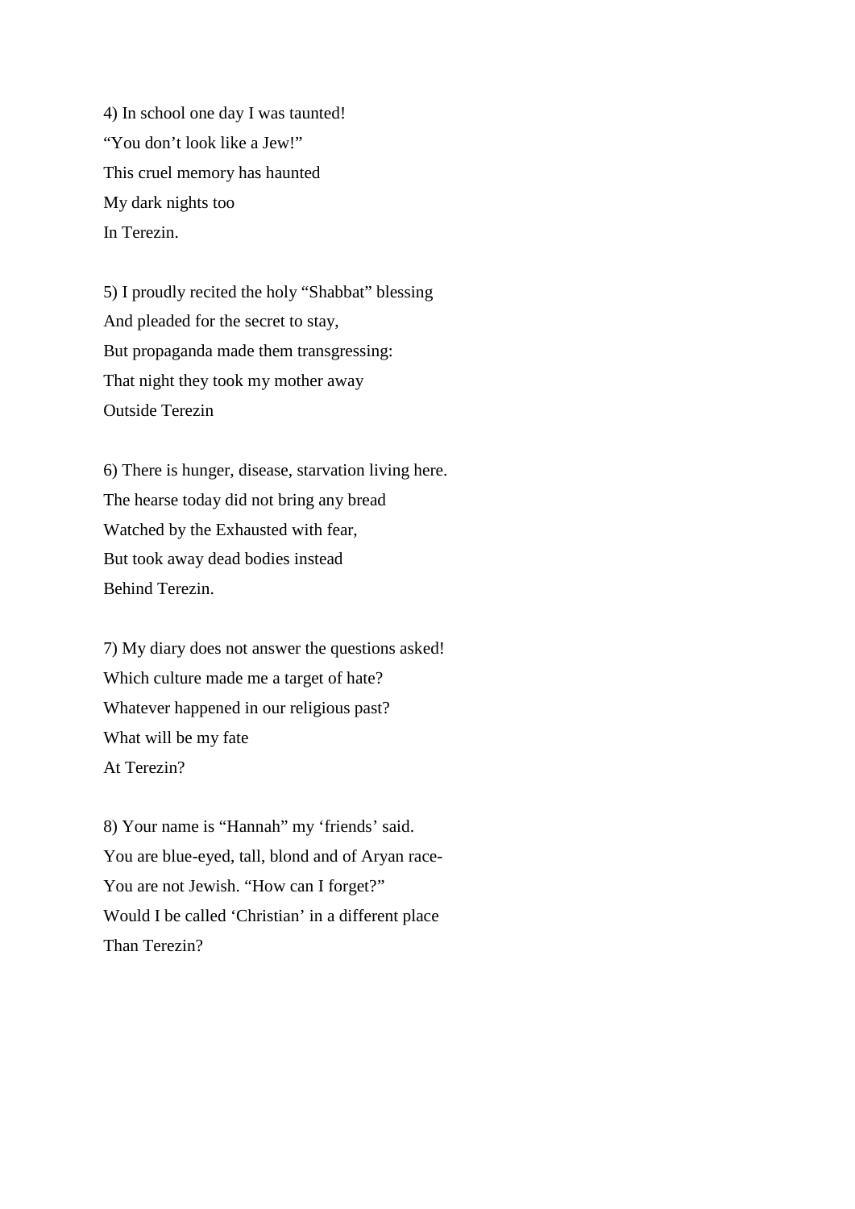4) In school one day I was taunted!  
"You don't look like a Jew!"  
This cruel memory has haunted  
My dark nights too  
In Terezin.

5) I proudly recited the holy "Shabbat" blessing  
And pleaded for the secret to stay,  
But propaganda made them transgressing:  
That night they took my mother away  
Outside Terezin

6) There is hunger, disease, starvation living here.  
The hearse today did not bring any bread  
Watched by the Exhausted with fear,  
But took away dead bodies instead  
Behind Terezin.

7) My diary does not answer the questions asked!  
Which culture made me a target of hate?  
Whatever happened in our religious past?  
What will be my fate  
At Terezin?

8) Your name is "Hannah" my 'friends' said.  
You are blue-eyed, tall, blond and of Aryan race-  
You are not Jewish. "How can I forget?"  
Would I be called 'Christian' in a different place  
Than Terezin?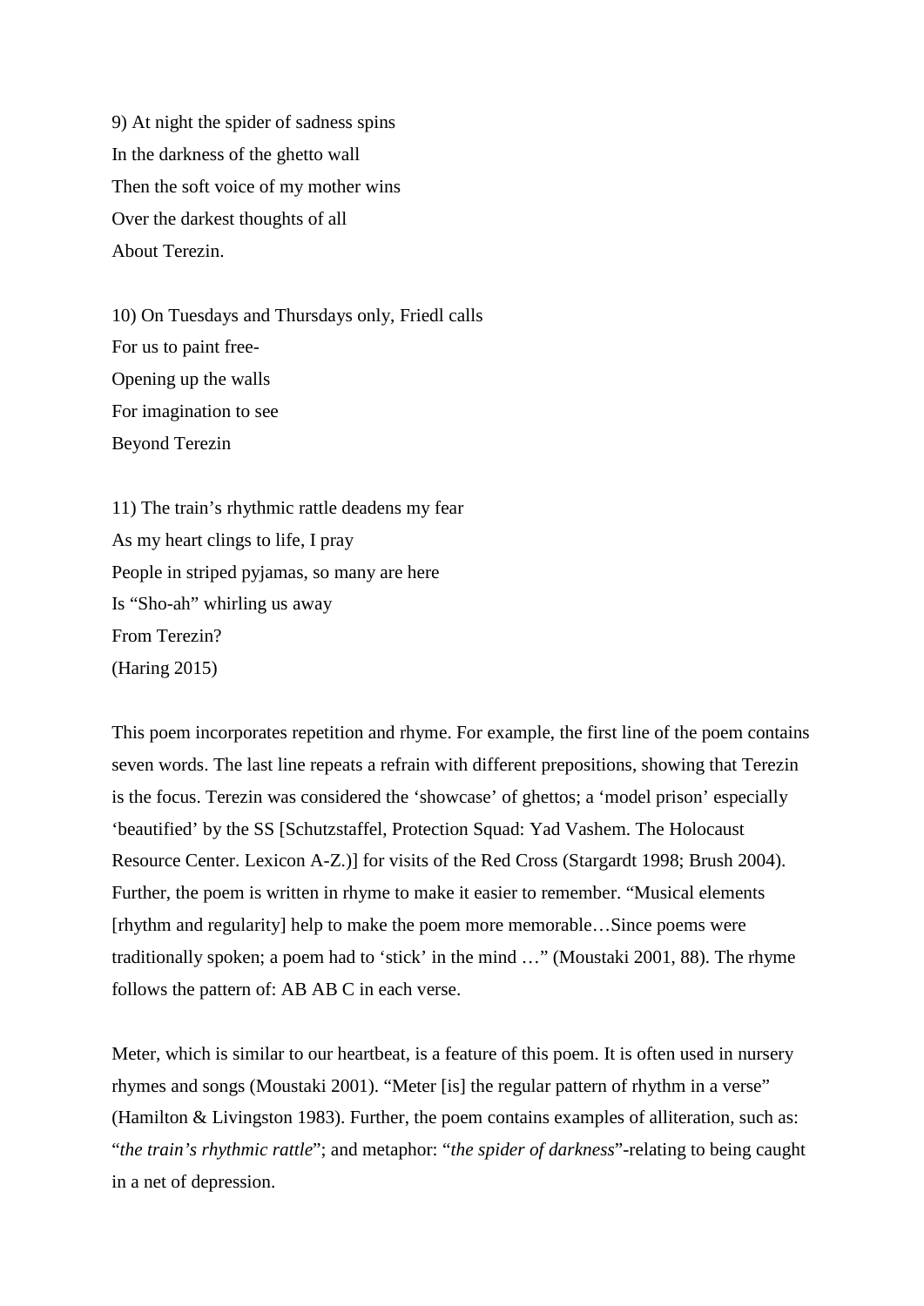9) At night the spider of sadness spins  
In the darkness of the ghetto wall  
Then the soft voice of my mother wins  
Over the darkest thoughts of all  
About Terezin.

10) On Tuesdays and Thursdays only, Friedl calls  
For us to paint free-  
Opening up the walls  
For imagination to see  
Beyond Terezin

11) The train's rhythmic rattle deadens my fear  
As my heart clings to life, I pray  
People in striped pyjamas, so many are here  
Is "Sho-ah" whirling us away  
From Terezin?  
(Haring 2015)

This poem incorporates repetition and rhyme. For example, the first line of the poem contains seven words. The last line repeats a refrain with different prepositions, showing that Terezin is the focus. Terezin was considered the 'showcase' of ghettos; a 'model prison' especially 'beautified' by the SS [Schutzstaffel, Protection Squad: Yad Vashem. The Holocaust Resource Center. Lexicon A-Z.)] for visits of the Red Cross (Stargardt 1998; Brush 2004). Further, the poem is written in rhyme to make it easier to remember. "Musical elements [rhythm and regularity] help to make the poem more memorable…Since poems were traditionally spoken; a poem had to 'stick' in the mind …" (Moustaki 2001, 88). The rhyme follows the pattern of: AB AB C in each verse.

Meter, which is similar to our heartbeat, is a feature of this poem. It is often used in nursery rhymes and songs (Moustaki 2001). "Meter [is] the regular pattern of rhythm in a verse" (Hamilton & Livingston 1983). Further, the poem contains examples of alliteration, such as: "*the train's rhythmic rattle*"; and metaphor: "*the spider of darkness*"-relating to being caught in a net of depression.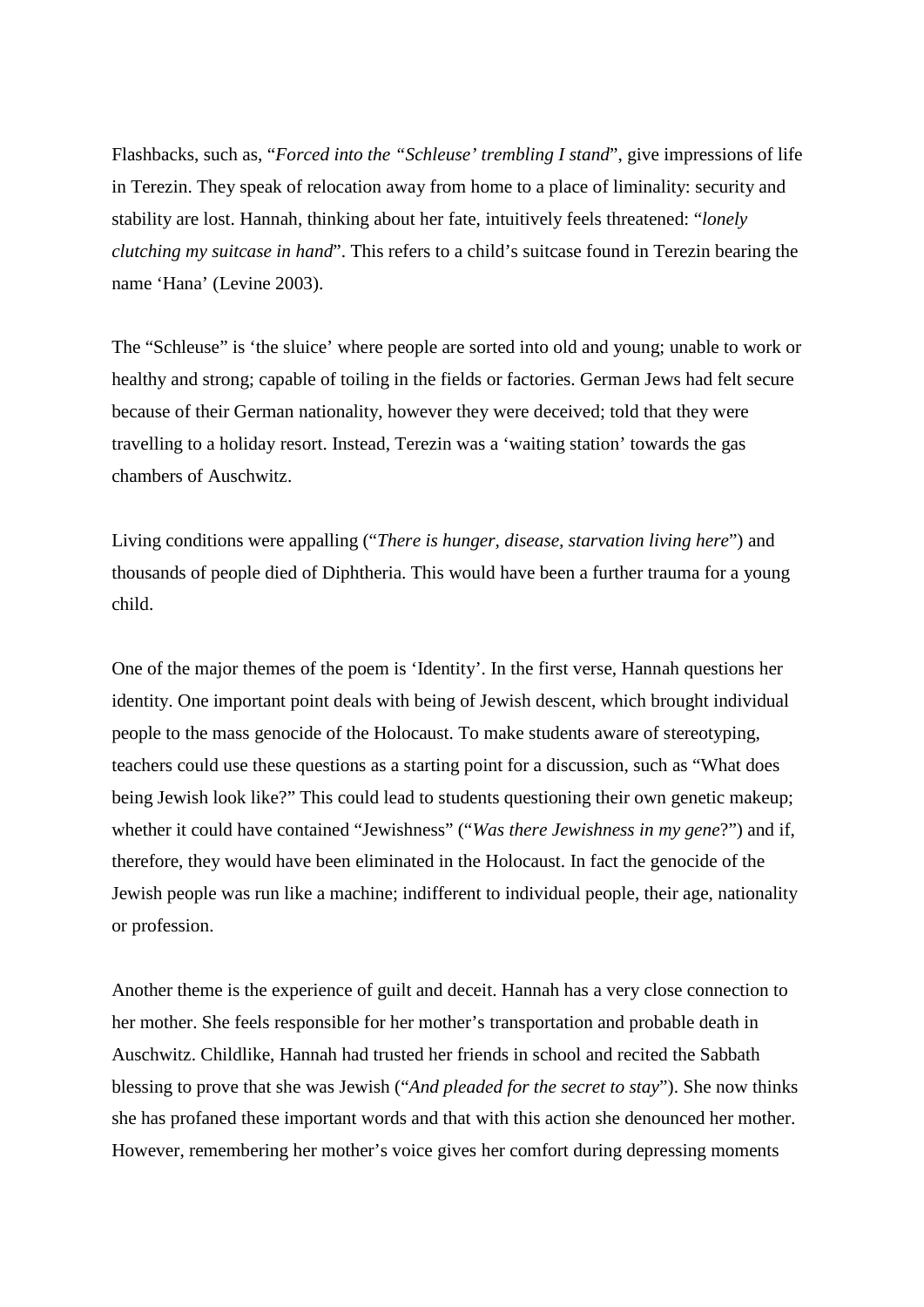Flashbacks, such as, "*Forced into the "Schleuse' trembling I stand*", give impressions of life in Terezin. They speak of relocation away from home to a place of liminality: security and stability are lost. Hannah, thinking about her fate, intuitively feels threatened: "*lonely clutching my suitcase in hand*". This refers to a child's suitcase found in Terezin bearing the name 'Hana' (Levine 2003).

The "Schleuse" is 'the sluice' where people are sorted into old and young; unable to work or healthy and strong; capable of toiling in the fields or factories. German Jews had felt secure because of their German nationality, however they were deceived; told that they were travelling to a holiday resort. Instead, Terezin was a 'waiting station' towards the gas chambers of Auschwitz.

Living conditions were appalling ("*There is hunger, disease, starvation living here*") and thousands of people died of Diphtheria. This would have been a further trauma for a young child.

One of the major themes of the poem is 'Identity'. In the first verse, Hannah questions her identity. One important point deals with being of Jewish descent, which brought individual people to the mass genocide of the Holocaust. To make students aware of stereotyping, teachers could use these questions as a starting point for a discussion, such as "What does being Jewish look like?" This could lead to students questioning their own genetic makeup; whether it could have contained "Jewishness" ("*Was there Jewishness in my gene*?") and if, therefore, they would have been eliminated in the Holocaust. In fact the genocide of the Jewish people was run like a machine; indifferent to individual people, their age, nationality or profession.

Another theme is the experience of guilt and deceit. Hannah has a very close connection to her mother. She feels responsible for her mother's transportation and probable death in Auschwitz. Childlike, Hannah had trusted her friends in school and recited the Sabbath blessing to prove that she was Jewish ("*And pleaded for the secret to stay*"). She now thinks she has profaned these important words and that with this action she denounced her mother. However, remembering her mother's voice gives her comfort during depressing moments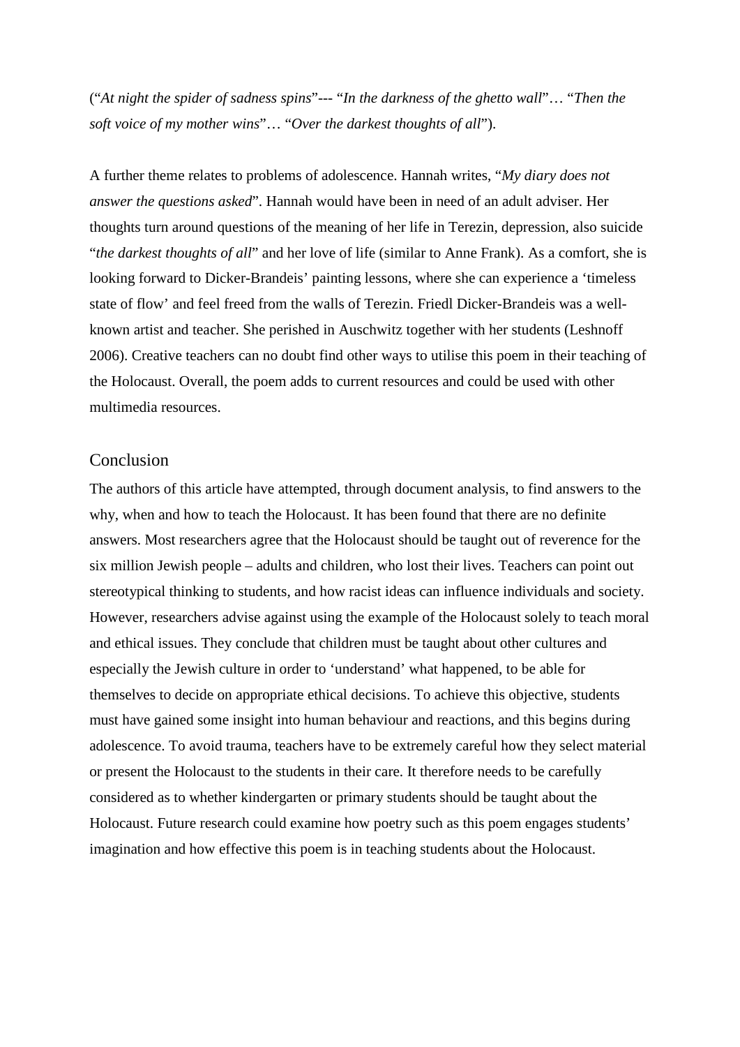("*At night the spider of sadness spins*"--- "*In the darkness of the ghetto wall*"… "*Then the soft voice of my mother wins*"… "*Over the darkest thoughts of all*").

A further theme relates to problems of adolescence. Hannah writes, "*My diary does not answer the questions asked*". Hannah would have been in need of an adult adviser. Her thoughts turn around questions of the meaning of her life in Terezin, depression, also suicide "*the darkest thoughts of all*" and her love of life (similar to Anne Frank). As a comfort, she is looking forward to Dicker-Brandeis' painting lessons, where she can experience a 'timeless state of flow' and feel freed from the walls of Terezin. Friedl Dicker-Brandeis was a well-known artist and teacher. She perished in Auschwitz together with her students (Leshnoff 2006). Creative teachers can no doubt find other ways to utilise this poem in their teaching of the Holocaust. Overall, the poem adds to current resources and could be used with other multimedia resources.

## Conclusion

The authors of this article have attempted, through document analysis, to find answers to the why, when and how to teach the Holocaust. It has been found that there are no definite answers. Most researchers agree that the Holocaust should be taught out of reverence for the six million Jewish people – adults and children, who lost their lives. Teachers can point out stereotypical thinking to students, and how racist ideas can influence individuals and society. However, researchers advise against using the example of the Holocaust solely to teach moral and ethical issues. They conclude that children must be taught about other cultures and especially the Jewish culture in order to 'understand' what happened, to be able for themselves to decide on appropriate ethical decisions. To achieve this objective, students must have gained some insight into human behaviour and reactions, and this begins during adolescence. To avoid trauma, teachers have to be extremely careful how they select material or present the Holocaust to the students in their care. It therefore needs to be carefully considered as to whether kindergarten or primary students should be taught about the Holocaust. Future research could examine how poetry such as this poem engages students' imagination and how effective this poem is in teaching students about the Holocaust.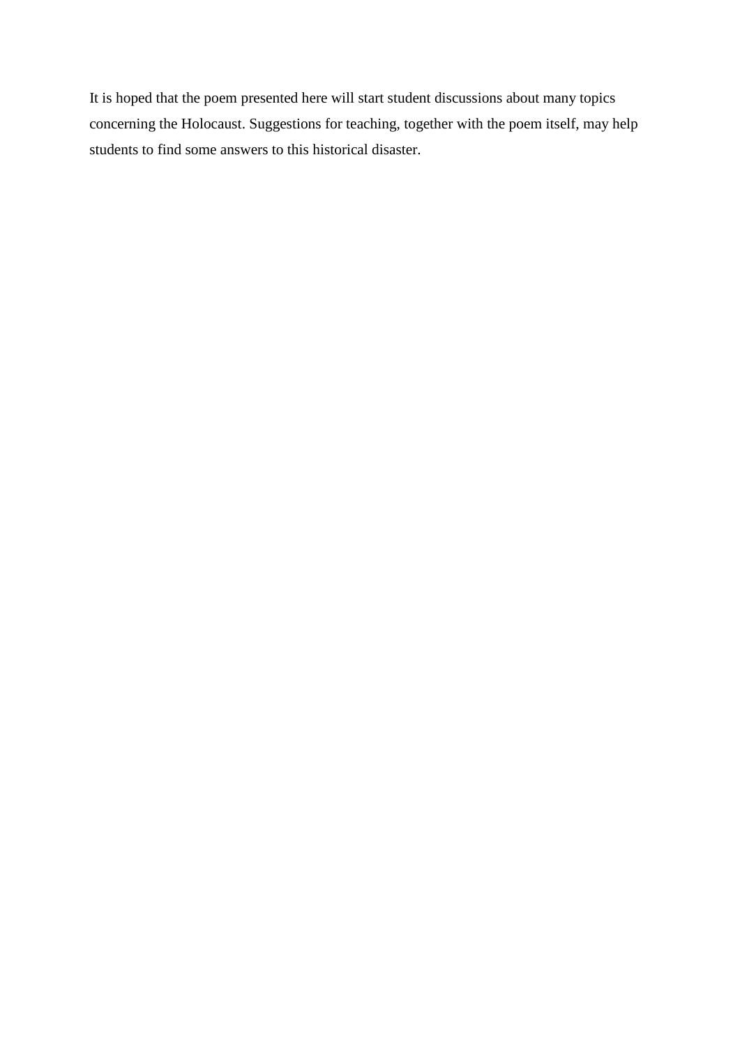It is hoped that the poem presented here will start student discussions about many topics concerning the Holocaust. Suggestions for teaching, together with the poem itself, may help students to find some answers to this historical disaster.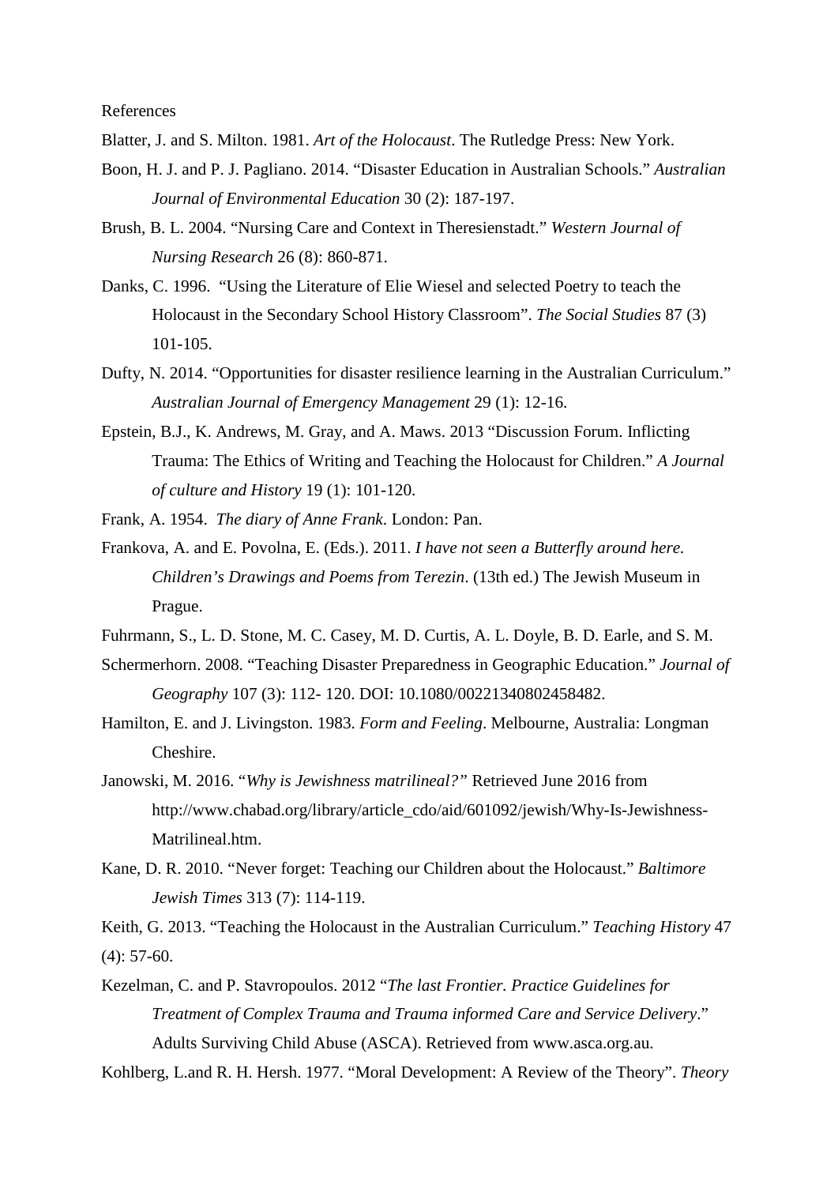References

Blatter, J. and S. Milton. 1981. *Art of the Holocaust*. The Rutledge Press: New York.

Boon, H. J. and P. J. Pagliano. 2014. "Disaster Education in Australian Schools." *Australian Journal of Environmental Education* 30 (2): 187-197.

Brush, B. L. 2004. "Nursing Care and Context in Theresienstadt." *Western Journal of Nursing Research* 26 (8): 860-871.

Danks, C. 1996. "Using the Literature of Elie Wiesel and selected Poetry to teach the Holocaust in the Secondary School History Classroom". *The Social Studies* 87 (3) 101-105.

Dufty, N. 2014. "Opportunities for disaster resilience learning in the Australian Curriculum." *Australian Journal of Emergency Management* 29 (1): 12-16.

Epstein, B.J., K. Andrews, M. Gray, and A. Maws. 2013 "Discussion Forum. Inflicting Trauma: The Ethics of Writing and Teaching the Holocaust for Children." *A Journal of culture and History* 19 (1): 101-120.

Frank, A. 1954. *The diary of Anne Frank*. London: Pan.

Frankova, A. and E. Povolna, E. (Eds.). 2011. *I have not seen a Butterfly around here. Children's Drawings and Poems from Terezin*. (13th ed.) The Jewish Museum in Prague.

Fuhrmann, S., L. D. Stone, M. C. Casey, M. D. Curtis, A. L. Doyle, B. D. Earle, and S. M. Schermerhorn. 2008. "Teaching Disaster Preparedness in Geographic Education." *Journal of Geography* 107 (3): 112- 120. DOI: 10.1080/00221340802458482.

Hamilton, E. and J. Livingston. 1983. *Form and Feeling*. Melbourne, Australia: Longman Cheshire.

Janowski, M. 2016. "*Why is Jewishness matrilineal?*" Retrieved June 2016 from http://www.chabad.org/library/article_cdo/aid/601092/jewish/Why-Is-Jewishness-Matrilineal.htm.

Kane, D. R. 2010. "Never forget: Teaching our Children about the Holocaust." *Baltimore Jewish Times* 313 (7): 114-119.

Keith, G. 2013. "Teaching the Holocaust in the Australian Curriculum." *Teaching History* 47 (4): 57-60.

Kezelman, C. and P. Stavropoulos. 2012 "*The last Frontier. Practice Guidelines for Treatment of Complex Trauma and Trauma informed Care and Service Delivery*." Adults Surviving Child Abuse (ASCA). Retrieved from www.asca.org.au.

Kohlberg, L.and R. H. Hersh. 1977. "Moral Development: A Review of the Theory". *Theory*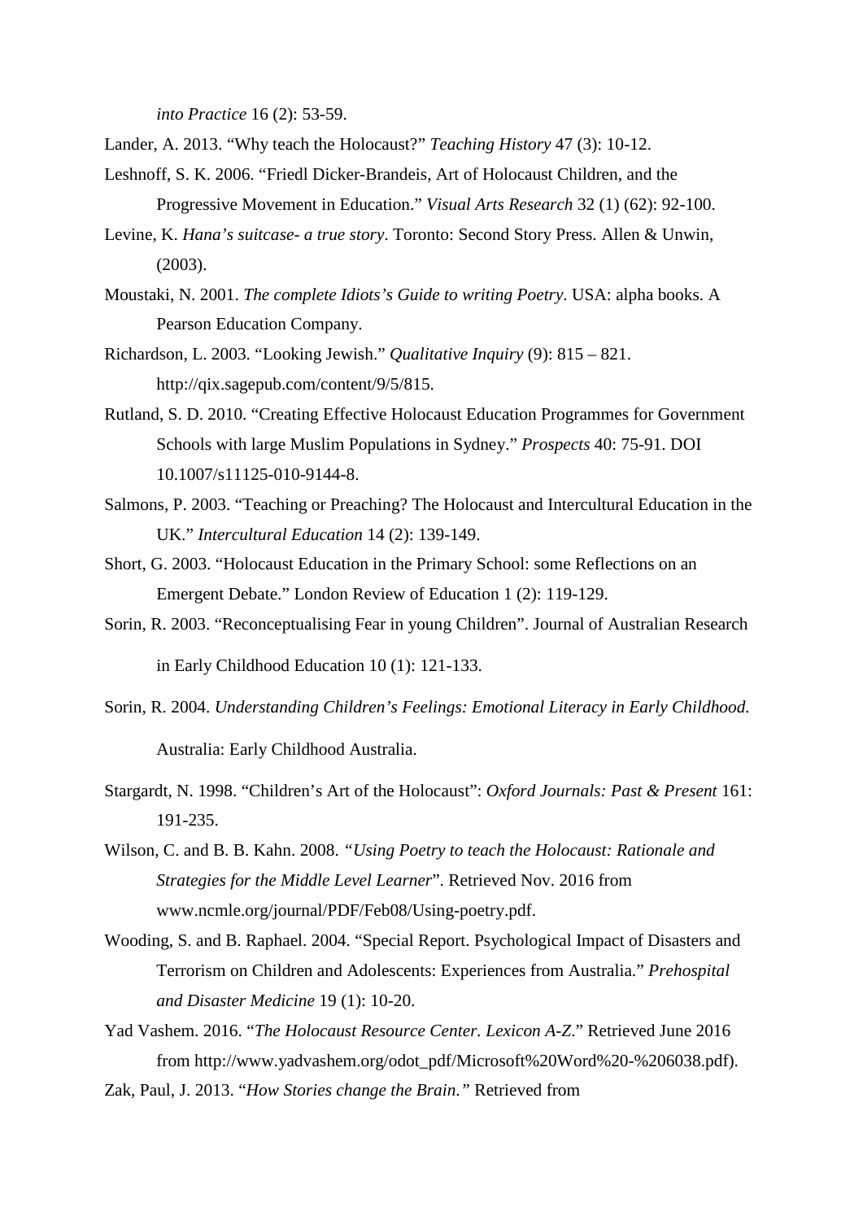*into Practice* 16 (2): 53-59.

Lander, A. 2013. "Why teach the Holocaust?" *Teaching History* 47 (3): 10-12.

Leshnoff, S. K. 2006. "Friedl Dicker-Brandeis, Art of Holocaust Children, and the Progressive Movement in Education." *Visual Arts Research* 32 (1) (62): 92-100.

Levine, K. *Hana's suitcase- a true story*. Toronto: Second Story Press. Allen & Unwin, (2003).

Moustaki, N. 2001. *The complete Idiots's Guide to writing Poetry*. USA: alpha books. A Pearson Education Company.

Richardson, L. 2003. "Looking Jewish." *Qualitative Inquiry* (9): 815 – 821. http://qix.sagepub.com/content/9/5/815.

Rutland, S. D. 2010. "Creating Effective Holocaust Education Programmes for Government Schools with large Muslim Populations in Sydney." *Prospects* 40: 75-91. DOI 10.1007/s11125-010-9144-8.

Salmons, P. 2003. "Teaching or Preaching? The Holocaust and Intercultural Education in the UK." *Intercultural Education* 14 (2): 139-149.

Short, G. 2003. "Holocaust Education in the Primary School: some Reflections on an Emergent Debate." London Review of Education 1 (2): 119-129.

Sorin, R. 2003. "Reconceptualising Fear in young Children". Journal of Australian Research in Early Childhood Education 10 (1): 121-133.

Sorin, R. 2004. *Understanding Children's Feelings: Emotional Literacy in Early Childhood.* Australia: Early Childhood Australia.

Stargardt, N. 1998. "Children's Art of the Holocaust": *Oxford Journals: Past & Present* 161: 191-235.

Wilson, C. and B. B. Kahn. 2008. *"Using Poetry to teach the Holocaust: Rationale and Strategies for the Middle Level Learner*". Retrieved Nov. 2016 from www.ncmle.org/journal/PDF/Feb08/Using-poetry.pdf.

Wooding, S. and B. Raphael. 2004. "Special Report. Psychological Impact of Disasters and Terrorism on Children and Adolescents: Experiences from Australia." *Prehospital and Disaster Medicine* 19 (1): 10-20.

Yad Vashem. 2016. "*The Holocaust Resource Center. Lexicon A-Z*." Retrieved June 2016 from http://www.yadvashem.org/odot_pdf/Microsoft%20Word%20-%206038.pdf).

Zak, Paul, J. 2013. "*How Stories change the Brain.*" Retrieved from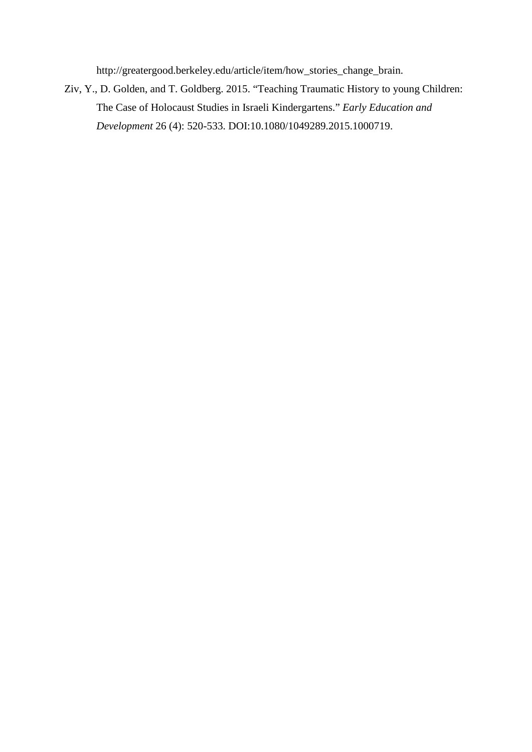http://greatergood.berkeley.edu/article/item/how_stories_change_brain.

Ziv, Y., D. Golden, and T. Goldberg. 2015. "Teaching Traumatic History to young Children: The Case of Holocaust Studies in Israeli Kindergartens." *Early Education and Development* 26 (4): 520-533. DOI:10.1080/1049289.2015.1000719.